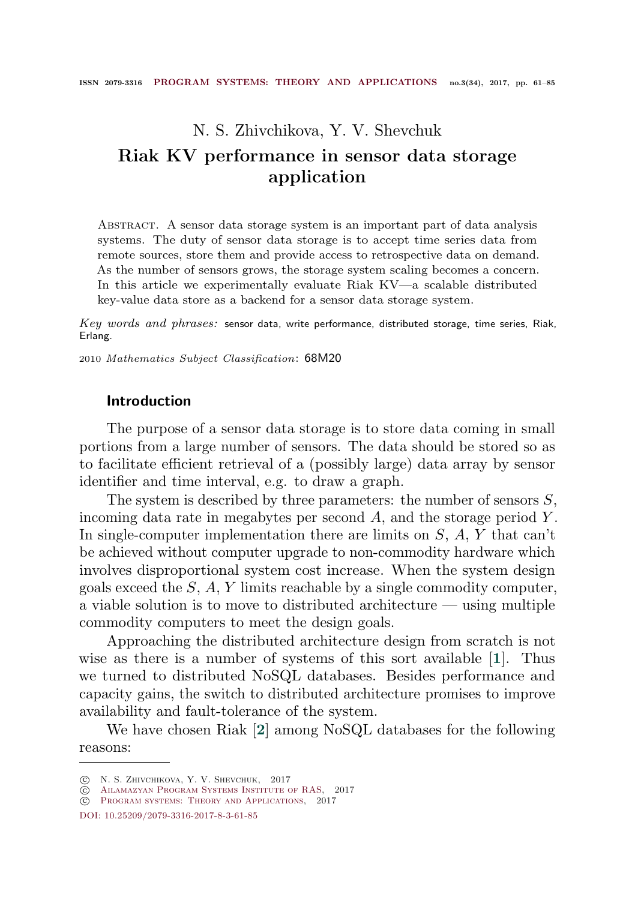N. S. Zhivchikova, Y. V. Shevchuk

# Riak KV performance in sensor data storage application

Abstract. A sensor data storage system is an important part of data analysis systems. The duty of sensor data storage is to accept time series data from remote sources, store them and provide access to retrospective data on demand. As the number of sensors grows, the storage system scaling becomes a concern. In this article we experimentally evaluate Riak KV—a scalable distributed key-value data store as a backend for a sensor data storage system.

*Key words and phrases:* sensor data, write performance, distributed storage, time series, Riak, Erlang.

2010 *Mathematics Subject Classification*: 68M20

## Introduction

The purpose of a sensor data storage is to store data coming in small portions from a large number of sensors. The data should be stored so as to facilitate efficient retrieval of a (possibly large) data array by sensor identifier and time interval, e.g. to draw a graph.

The system is described by three parameters: the number of sensors $S$, incoming data rate in megabytes per second $A$, and the storage period $Y$. In single-computer implementation there are limits on $S$, $A$, $Y$ that can't be achieved without computer upgrade to non-commodity hardware which involves disproportional system cost increase. When the system design goals exceed the $S$, $A$, $Y$ limits reachable by a single commodity computer, a viable solution is to move to distributed architecture — using multiple commodity computers to meet the design goals.

Approaching the distributed architecture design from scratch is not wise as there is a number of systems of this sort available [1]. Thus we turned to distributed NoSQL databases. Besides performance and capacity gains, the switch to distributed architecture promises to improve availability and fault-tolerance of the system.

We have chosen Riak [2] among NoSQL databases for the following reasons:

---

© N. S. Zhivchikova, Y. V. Shevchuk, 2017
© Ailamazyan Program Systems Institute of RAS, 2017
© Program systems: Theory and Applications, 2017

DOI: 10.25209/2079-3316-2017-8-3-61-85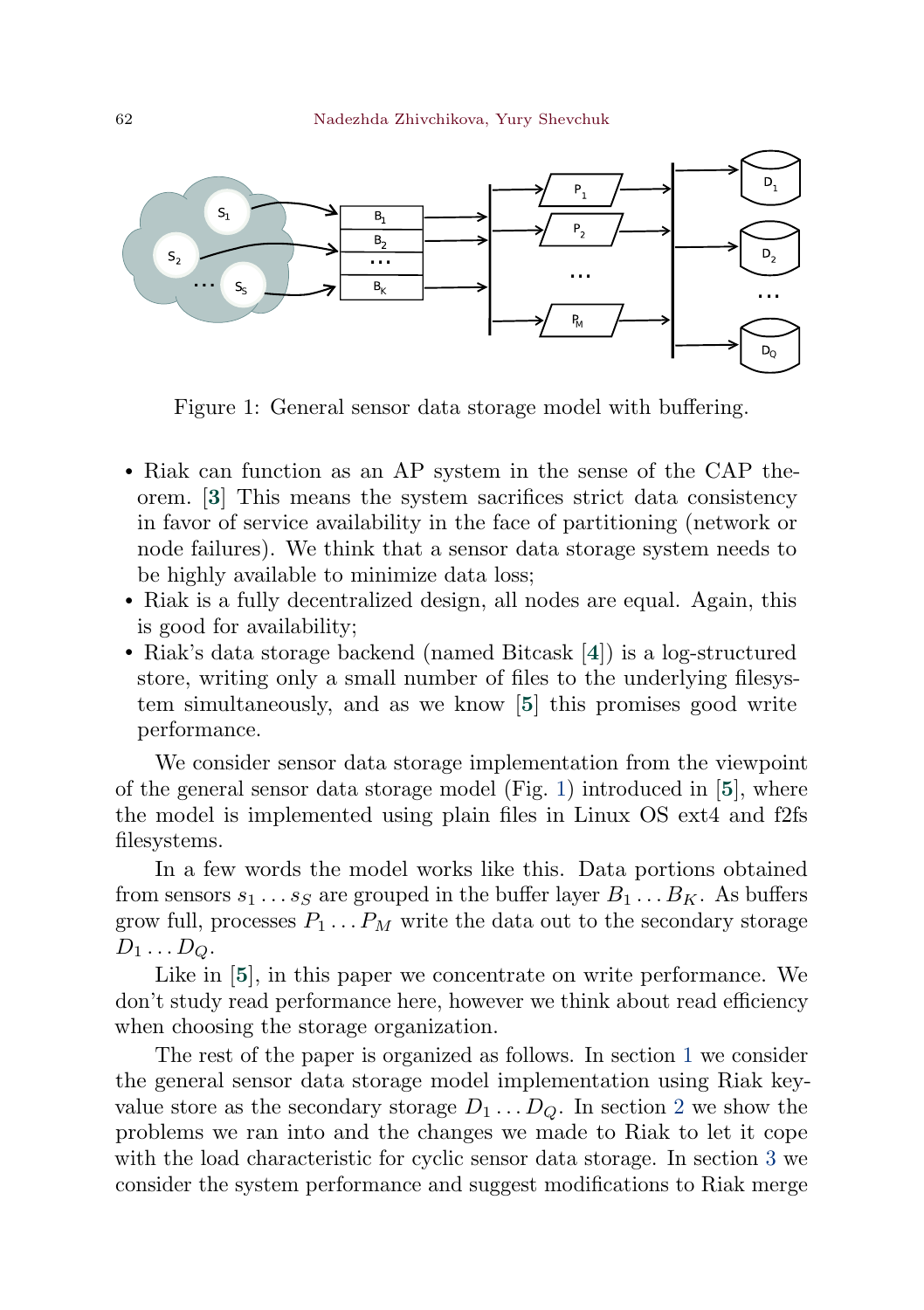Figure 1: General sensor data storage model with buffering.

- Riak can function as an AP system in the sense of the CAP theorem. [3] This means the system sacrifices strict data consistency in favor of service availability in the face of partitioning (network or node failures). We think that a sensor data storage system needs to be highly available to minimize data loss;
- Riak is a fully decentralized design, all nodes are equal. Again, this is good for availability;
- Riak's data storage backend (named Bitcask [4]) is a log-structured store, writing only a small number of files to the underlying filesystem simultaneously, and as we know [5] this promises good write performance.

We consider sensor data storage implementation from the viewpoint of the general sensor data storage model (Fig. 1) introduced in [5], where the model is implemented using plain files in Linux OS ext4 and f2fs filesystems.

In a few words the model works like this. Data portions obtained from sensors $s_1 \ldots s_S$ are grouped in the buffer layer $B_1 \ldots B_K$. As buffers grow full, processes $P_1 \ldots P_M$ write the data out to the secondary storage $D_1 \ldots D_Q$.

Like in [5], in this paper we concentrate on write performance. We don't study read performance here, however we think about read efficiency when choosing the storage organization.

The rest of the paper is organized as follows. In section 1 we consider the general sensor data storage model implementation using Riak key-value store as the secondary storage $D_1 \ldots D_Q$. In section 2 we show the problems we ran into and the changes we made to Riak to let it cope with the load characteristic for cyclic sensor data storage. In section 3 we consider the system performance and suggest modifications to Riak merge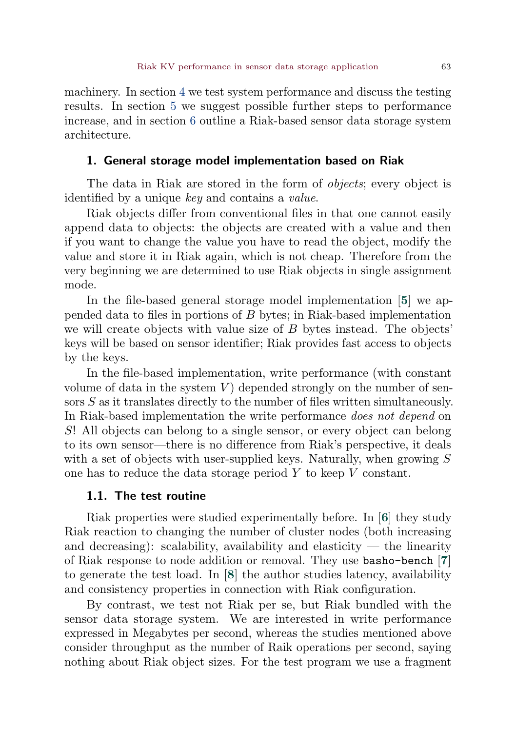machinery. In section 4 we test system performance and discuss the testing results. In section 5 we suggest possible further steps to performance increase, and in section 6 outline a Riak-based sensor data storage system architecture.

## 1. General storage model implementation based on Riak

The data in Riak are stored in the form of *objects*; every object is identified by a unique *key* and contains a *value*.

Riak objects differ from conventional files in that one cannot easily append data to objects: the objects are created with a value and then if you want to change the value you have to read the object, modify the value and store it in Riak again, which is not cheap. Therefore from the very beginning we are determined to use Riak objects in single assignment mode.

In the file-based general storage model implementation [5] we appended data to files in portions of $B$ bytes; in Riak-based implementation we will create objects with value size of $B$ bytes instead. The objects' keys will be based on sensor identifier; Riak provides fast access to objects by the keys.

In the file-based implementation, write performance (with constant volume of data in the system $V$) depended strongly on the number of sensors $S$ as it translates directly to the number of files written simultaneously. In Riak-based implementation the write performance *does not depend* on $S$! All objects can belong to a single sensor, or every object can belong to its own sensor—there is no difference from Riak's perspective, it deals with a set of objects with user-supplied keys. Naturally, when growing $S$ one has to reduce the data storage period $Y$ to keep $V$ constant.

### 1.1. The test routine

Riak properties were studied experimentally before. In [6] they study Riak reaction to changing the number of cluster nodes (both increasing and decreasing): scalability, availability and elasticity — the linearity of Riak response to node addition or removal. They use `basho-bench` [7] to generate the test load. In [8] the author studies latency, availability and consistency properties in connection with Riak configuration.

By contrast, we test not Riak per se, but Riak bundled with the sensor data storage system. We are interested in write performance expressed in Megabytes per second, whereas the studies mentioned above consider throughput as the number of Raik operations per second, saying nothing about Riak object sizes. For the test program we use a fragment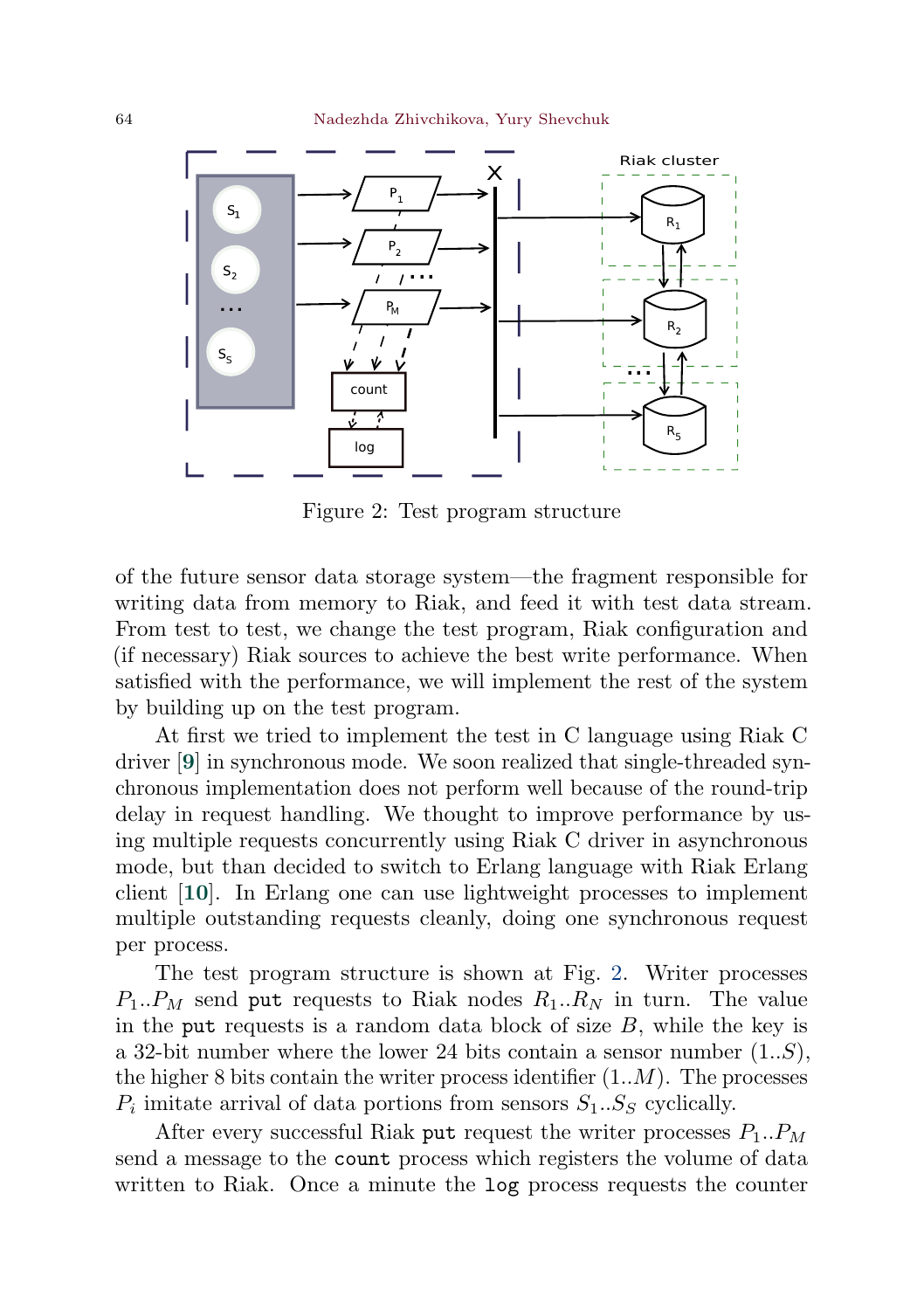Figure 2: Test program structure

of the future sensor data storage system—the fragment responsible for writing data from memory to Riak, and feed it with test data stream. From test to test, we change the test program, Riak configuration and (if necessary) Riak sources to achieve the best write performance. When satisfied with the performance, we will implement the rest of the system by building up on the test program.

At first we tried to implement the test in C language using Riak C driver [9] in synchronous mode. We soon realized that single-threaded synchronous implementation does not perform well because of the round-trip delay in request handling. We thought to improve performance by using multiple requests concurrently using Riak C driver in asynchronous mode, but than decided to switch to Erlang language with Riak Erlang client [10]. In Erlang one can use lightweight processes to implement multiple outstanding requests cleanly, doing one synchronous request per process.

The test program structure is shown at Fig. 2. Writer processes $P_1..P_M$ send `put` requests to Riak nodes $R_1..R_N$ in turn. The value in the `put` requests is a random data block of size $B$, while the key is a 32-bit number where the lower 24 bits contain a sensor number $(1..S)$, the higher 8 bits contain the writer process identifier $(1..M)$. The processes $P_i$ imitate arrival of data portions from sensors $S_1..S_S$ cyclically.

After every successful Riak `put` request the writer processes $P_1..P_M$ send a message to the `count` process which registers the volume of data written to Riak. Once a minute the `log` process requests the counter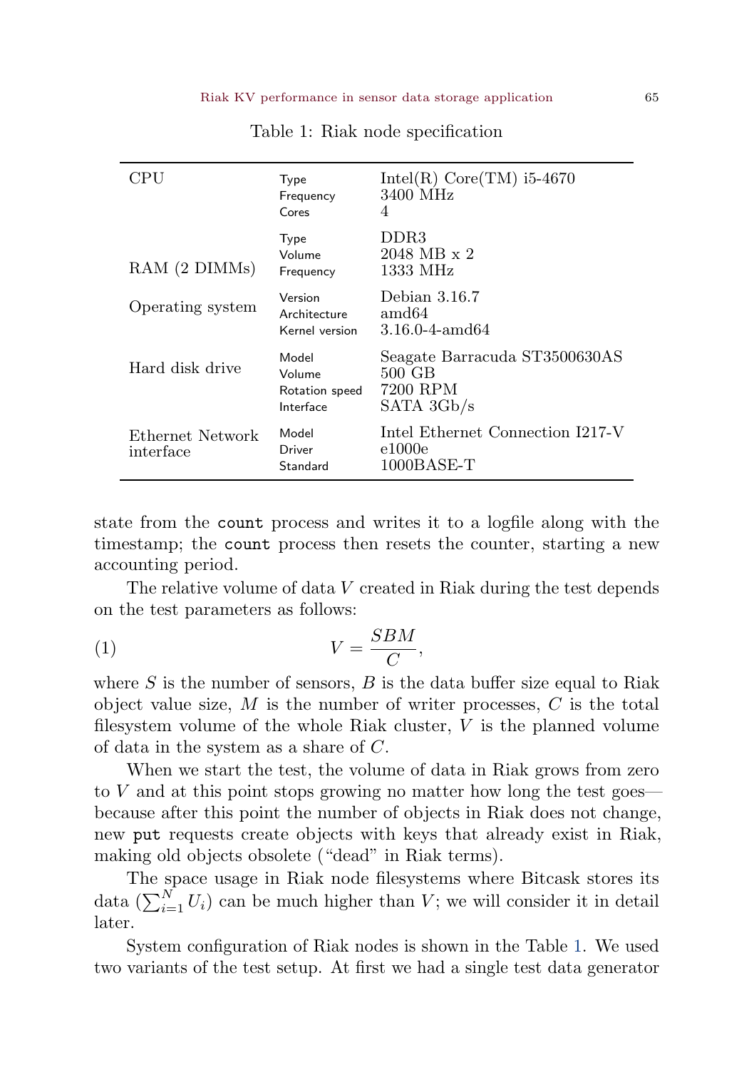Table 1: Riak node specification

| | | |
|---|---|---|
| CPU | Type | Intel(R) Core(TM) i5-4670 |
| | Frequency | 3400 MHz |
| | Cores | 4 |
| RAM (2 DIMMs) | Type | DDR3 |
| | Volume | 2048 MB x 2 |
| | Frequency | 1333 MHz |
| Operating system | Version | Debian 3.16.7 |
| | Architecture | amd64 |
| | Kernel version | 3.16.0-4-amd64 |
| Hard disk drive | Model | Seagate Barracuda ST3500630AS |
| | Volume | 500 GB |
| | Rotation speed | 7200 RPM |
| | Interface | SATA 3Gb/s |
| Ethernet Network interface | Model | Intel Ethernet Connection I217-V |
| | Driver | e1000e |
| | Standard | 1000BASE-T |

state from the `count` process and writes it to a logfile along with the timestamp; the `count` process then resets the counter, starting a new accounting period.

The relative volume of data $V$ created in Riak during the test depends on the test parameters as follows:

$$V = \frac{SBM}{C}, \tag{1}$$

where $S$ is the number of sensors, $B$ is the data buffer size equal to Riak object value size, $M$ is the number of writer processes, $C$ is the total filesystem volume of the whole Riak cluster, $V$ is the planned volume of data in the system as a share of $C$.

When we start the test, the volume of data in Riak grows from zero to $V$ and at this point stops growing no matter how long the test goes—because after this point the number of objects in Riak does not change, new `put` requests create objects with keys that already exist in Riak, making old objects obsolete ("dead" in Riak terms).

The space usage in Riak node filesystems where Bitcask stores its data ($\sum_{i=1}^{N} U_i$) can be much higher than $V$; we will consider it in detail later.

System configuration of Riak nodes is shown in the Table 1. We used two variants of the test setup. At first we had a single test data generator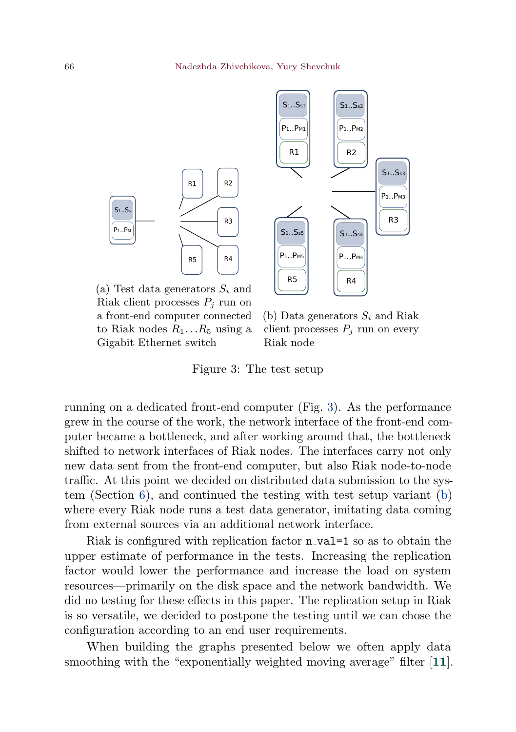(a) Test data generators $S_i$ and Riak client processes $P_j$ run on a front-end computer connected to Riak nodes $R_1 \ldots R_5$ using a Gigabit Ethernet switch

(b) Data generators $S_i$ and Riak client processes $P_j$ run on every Riak node

Figure 3: The test setup

running on a dedicated front-end computer (Fig. 3). As the performance grew in the course of the work, the network interface of the front-end computer became a bottleneck, and after working around that, the bottleneck shifted to network interfaces of Riak nodes. The interfaces carry not only new data sent from the front-end computer, but also Riak node-to-node traffic. At this point we decided on distributed data submission to the system (Section 6), and continued the testing with test setup variant (b) where every Riak node runs a test data generator, imitating data coming from external sources via an additional network interface.

Riak is configured with replication factor `n_val=1` so as to obtain the upper estimate of performance in the tests. Increasing the replication factor would lower the performance and increase the load on system resources—primarily on the disk space and the network bandwidth. We did no testing for these effects in this paper. The replication setup in Riak is so versatile, we decided to postpone the testing until we can chose the configuration according to an end user requirements.

When building the graphs presented below we often apply data smoothing with the "exponentially weighted moving average" filter [11].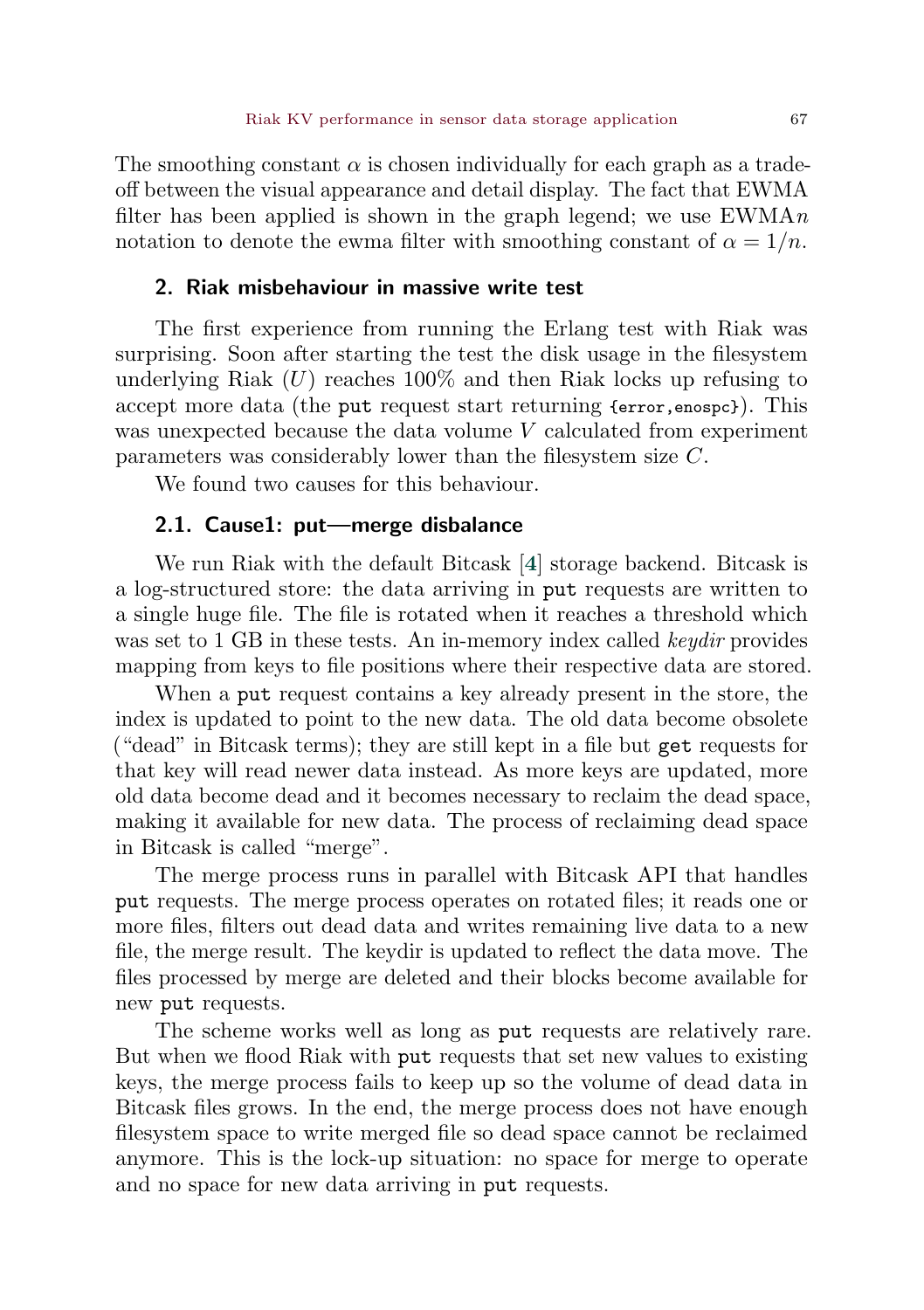The smoothing constant $\alpha$ is chosen individually for each graph as a trade-off between the visual appearance and detail display. The fact that EWMA filter has been applied is shown in the graph legend; we use EWMA$n$ notation to denote the ewma filter with smoothing constant of $\alpha = 1/n$.

## 2. Riak misbehaviour in massive write test

The first experience from running the Erlang test with Riak was surprising. Soon after starting the test the disk usage in the filesystem underlying Riak ($U$) reaches 100% and then Riak locks up refusing to accept more data (the `put` request start returning `{error,enospc}`). This was unexpected because the data volume $V$ calculated from experiment parameters was considerably lower than the filesystem size $C$.

We found two causes for this behaviour.

### 2.1. Cause1: put—merge disbalance

We run Riak with the default Bitcask [4] storage backend. Bitcask is a log-structured store: the data arriving in `put` requests are written to a single huge file. The file is rotated when it reaches a threshold which was set to 1 GB in these tests. An in-memory index called *keydir* provides mapping from keys to file positions where their respective data are stored.

When a `put` request contains a key already present in the store, the index is updated to point to the new data. The old data become obsolete ("dead" in Bitcask terms); they are still kept in a file but `get` requests for that key will read newer data instead. As more keys are updated, more old data become dead and it becomes necessary to reclaim the dead space, making it available for new data. The process of reclaiming dead space in Bitcask is called "merge".

The merge process runs in parallel with Bitcask API that handles `put` requests. The merge process operates on rotated files; it reads one or more files, filters out dead data and writes remaining live data to a new file, the merge result. The keydir is updated to reflect the data move. The files processed by merge are deleted and their blocks become available for new `put` requests.

The scheme works well as long as `put` requests are relatively rare. But when we flood Riak with `put` requests that set new values to existing keys, the merge process fails to keep up so the volume of dead data in Bitcask files grows. In the end, the merge process does not have enough filesystem space to write merged file so dead space cannot be reclaimed anymore. This is the lock-up situation: no space for merge to operate and no space for new data arriving in `put` requests.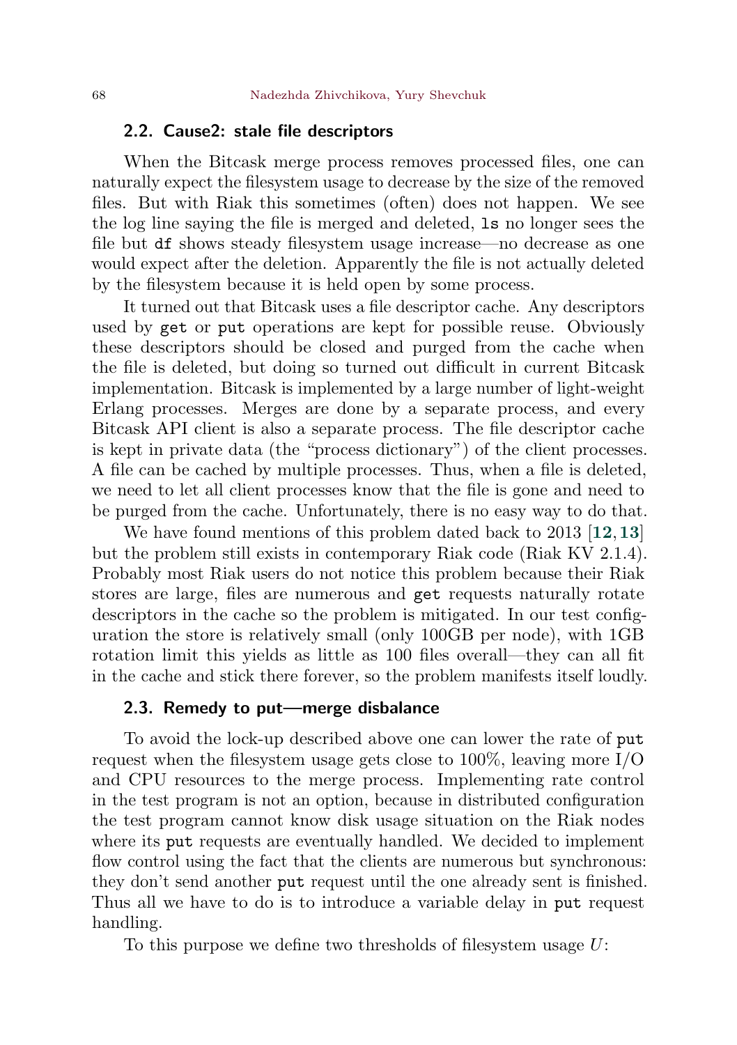### 2.2. Cause2: stale file descriptors

When the Bitcask merge process removes processed files, one can naturally expect the filesystem usage to decrease by the size of the removed files. But with Riak this sometimes (often) does not happen. We see the log line saying the file is merged and deleted, `ls` no longer sees the file but `df` shows steady filesystem usage increase—no decrease as one would expect after the deletion. Apparently the file is not actually deleted by the filesystem because it is held open by some process.

It turned out that Bitcask uses a file descriptor cache. Any descriptors used by `get` or `put` operations are kept for possible reuse. Obviously these descriptors should be closed and purged from the cache when the file is deleted, but doing so turned out difficult in current Bitcask implementation. Bitcask is implemented by a large number of light-weight Erlang processes. Merges are done by a separate process, and every Bitcask API client is also a separate process. The file descriptor cache is kept in private data (the "process dictionary") of the client processes. A file can be cached by multiple processes. Thus, when a file is deleted, we need to let all client processes know that the file is gone and need to be purged from the cache. Unfortunately, there is no easy way to do that.

We have found mentions of this problem dated back to 2013 [**12**, **13**] but the problem still exists in contemporary Riak code (Riak KV 2.1.4). Probably most Riak users do not notice this problem because their Riak stores are large, files are numerous and `get` requests naturally rotate descriptors in the cache so the problem is mitigated. In our test configuration the store is relatively small (only 100GB per node), with 1GB rotation limit this yields as little as 100 files overall—they can all fit in the cache and stick there forever, so the problem manifests itself loudly.

### 2.3. Remedy to put—merge disbalance

To avoid the lock-up described above one can lower the rate of `put` request when the filesystem usage gets close to 100%, leaving more I/O and CPU resources to the merge process. Implementing rate control in the test program is not an option, because in distributed configuration the test program cannot know disk usage situation on the Riak nodes where its `put` requests are eventually handled. We decided to implement flow control using the fact that the clients are numerous but synchronous: they don't send another `put` request until the one already sent is finished. Thus all we have to do is to introduce a variable delay in `put` request handling.

To this purpose we define two thresholds of filesystem usage $U$: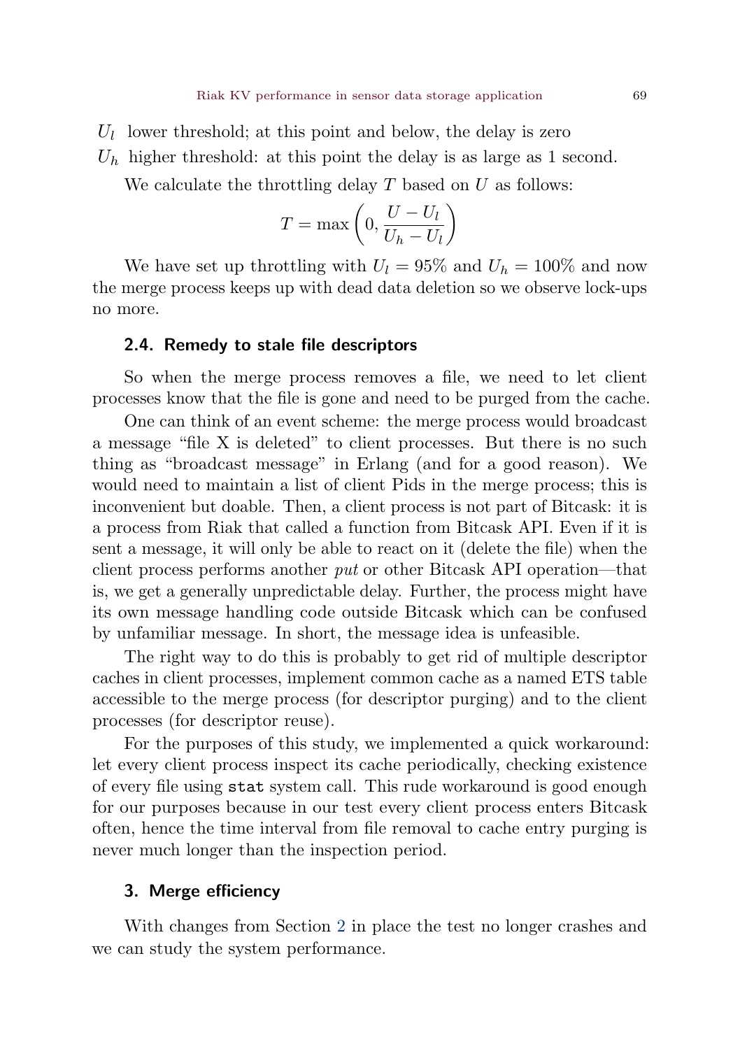$U_l$ lower threshold; at this point and below, the delay is zero

$U_h$ higher threshold: at this point the delay is as large as 1 second.

We calculate the throttling delay $T$ based on $U$ as follows:

$$T = \max\left(0, \frac{U - U_l}{U_h - U_l}\right)$$

We have set up throttling with $U_l = 95\%$ and $U_h = 100\%$ and now the merge process keeps up with dead data deletion so we observe lock-ups no more.

### 2.4. Remedy to stale file descriptors

So when the merge process removes a file, we need to let client processes know that the file is gone and need to be purged from the cache.

One can think of an event scheme: the merge process would broadcast a message "file X is deleted" to client processes. But there is no such thing as "broadcast message" in Erlang (and for a good reason). We would need to maintain a list of client Pids in the merge process; this is inconvenient but doable. Then, a client process is not part of Bitcask: it is a process from Riak that called a function from Bitcask API. Even if it is sent a message, it will only be able to react on it (delete the file) when the client process performs another *put* or other Bitcask API operation—that is, we get a generally unpredictable delay. Further, the process might have its own message handling code outside Bitcask which can be confused by unfamiliar message. In short, the message idea is unfeasible.

The right way to do this is probably to get rid of multiple descriptor caches in client processes, implement common cache as a named ETS table accessible to the merge process (for descriptor purging) and to the client processes (for descriptor reuse).

For the purposes of this study, we implemented a quick workaround: let every client process inspect its cache periodically, checking existence of every file using `stat` system call. This rude workaround is good enough for our purposes because in our test every client process enters Bitcask often, hence the time interval from file removal to cache entry purging is never much longer than the inspection period.

## 3. Merge efficiency

With changes from Section 2 in place the test no longer crashes and we can study the system performance.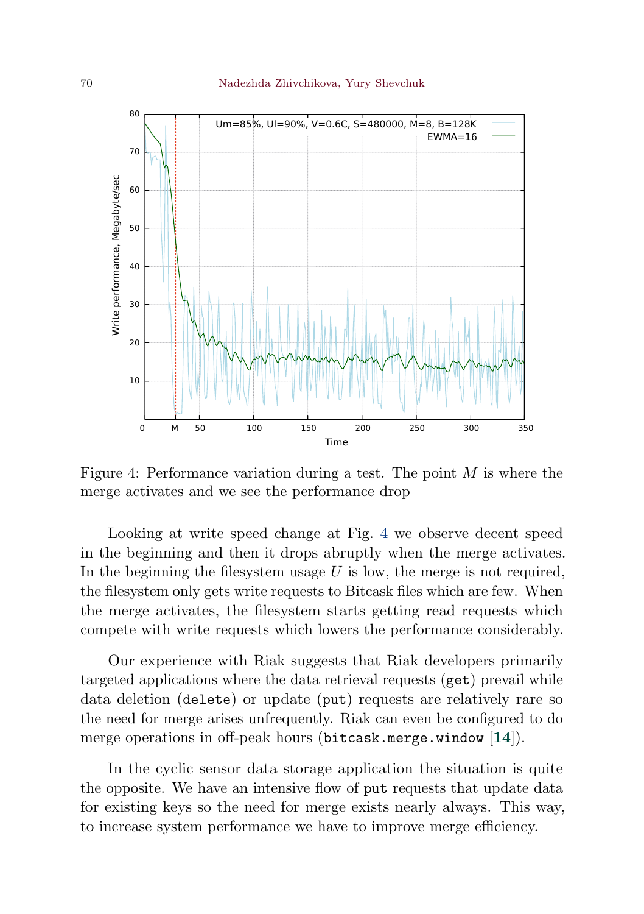Figure 4: Performance variation during a test. The point $M$ is where the merge activates and we see the performance drop

Looking at write speed change at Fig. 4 we observe decent speed in the beginning and then it drops abruptly when the merge activates. In the beginning the filesystem usage $U$ is low, the merge is not required, the filesystem only gets write requests to Bitcask files which are few. When the merge activates, the filesystem starts getting read requests which compete with write requests which lowers the performance considerably.

Our experience with Riak suggests that Riak developers primarily targeted applications where the data retrieval requests (`get`) prevail while data deletion (`delete`) or update (`put`) requests are relatively rare so the need for merge arises unfrequently. Riak can even be configured to do merge operations in off-peak hours (`bitcask.merge.window` [14]).

In the cyclic sensor data storage application the situation is quite the opposite. We have an intensive flow of `put` requests that update data for existing keys so the need for merge exists nearly always. This way, to increase system performance we have to improve merge efficiency.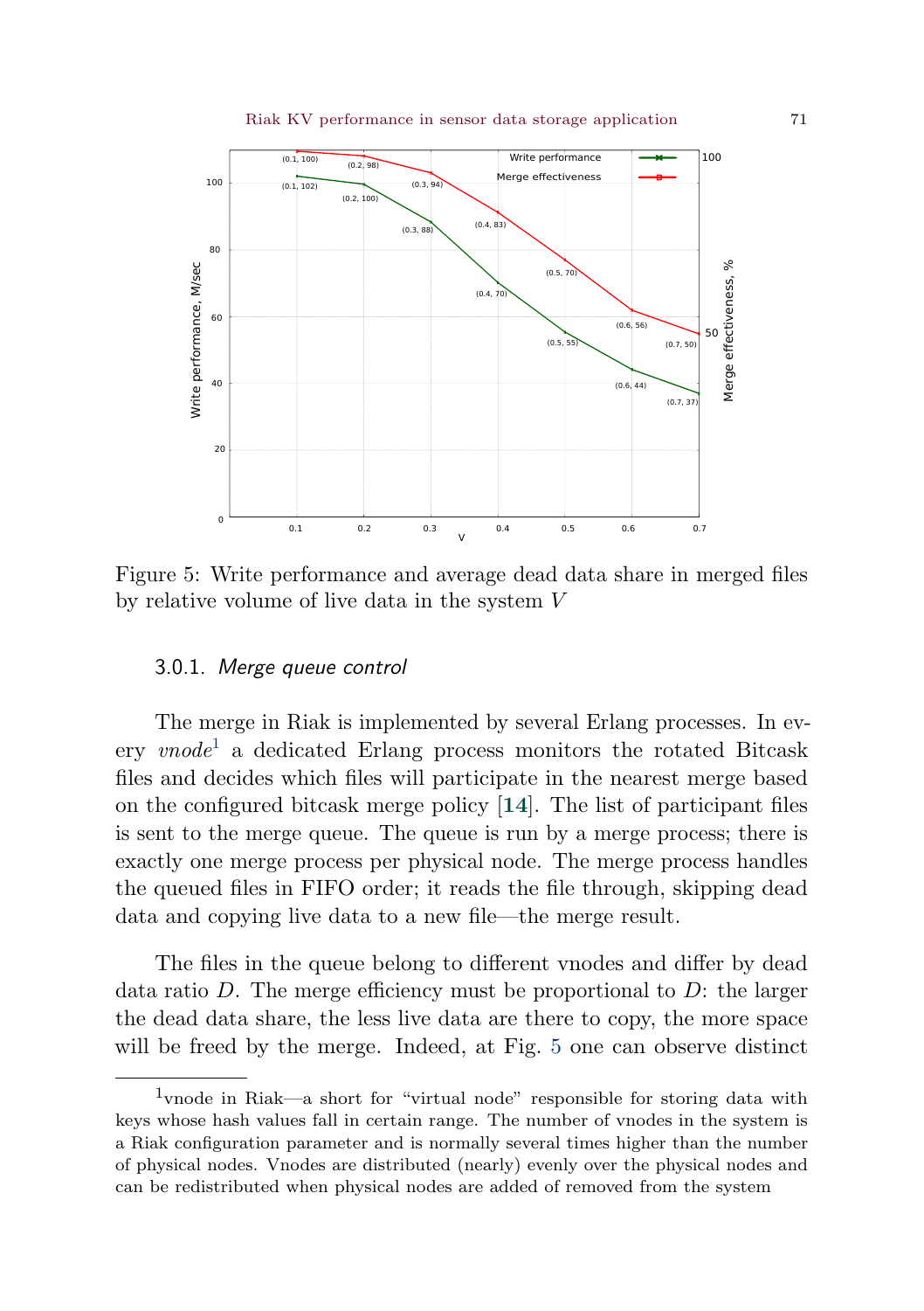Figure 5: Write performance and average dead data share in merged files by relative volume of live data in the system $V$

### 3.0.1. *Merge queue control*

The merge in Riak is implemented by several Erlang processes. In every *vnode*[1] a dedicated Erlang process monitors the rotated Bitcask files and decides which files will participate in the nearest merge based on the configured bitcask merge policy [**14**]. The list of participant files is sent to the merge queue. The queue is run by a merge process; there is exactly one merge process per physical node. The merge process handles the queued files in FIFO order; it reads the file through, skipping dead data and copying live data to a new file—the merge result.

The files in the queue belong to different vnodes and differ by dead data ratio $D$. The merge efficiency must be proportional to $D$: the larger the dead data share, the less live data are there to copy, the more space will be freed by the merge. Indeed, at Fig. 5 one can observe distinct

[1] vnode in Riak—a short for "virtual node" responsible for storing data with keys whose hash values fall in certain range. The number of vnodes in the system is a Riak configuration parameter and is normally several times higher than the number of physical nodes. Vnodes are distributed (nearly) evenly over the physical nodes and can be redistributed when physical nodes are added of removed from the system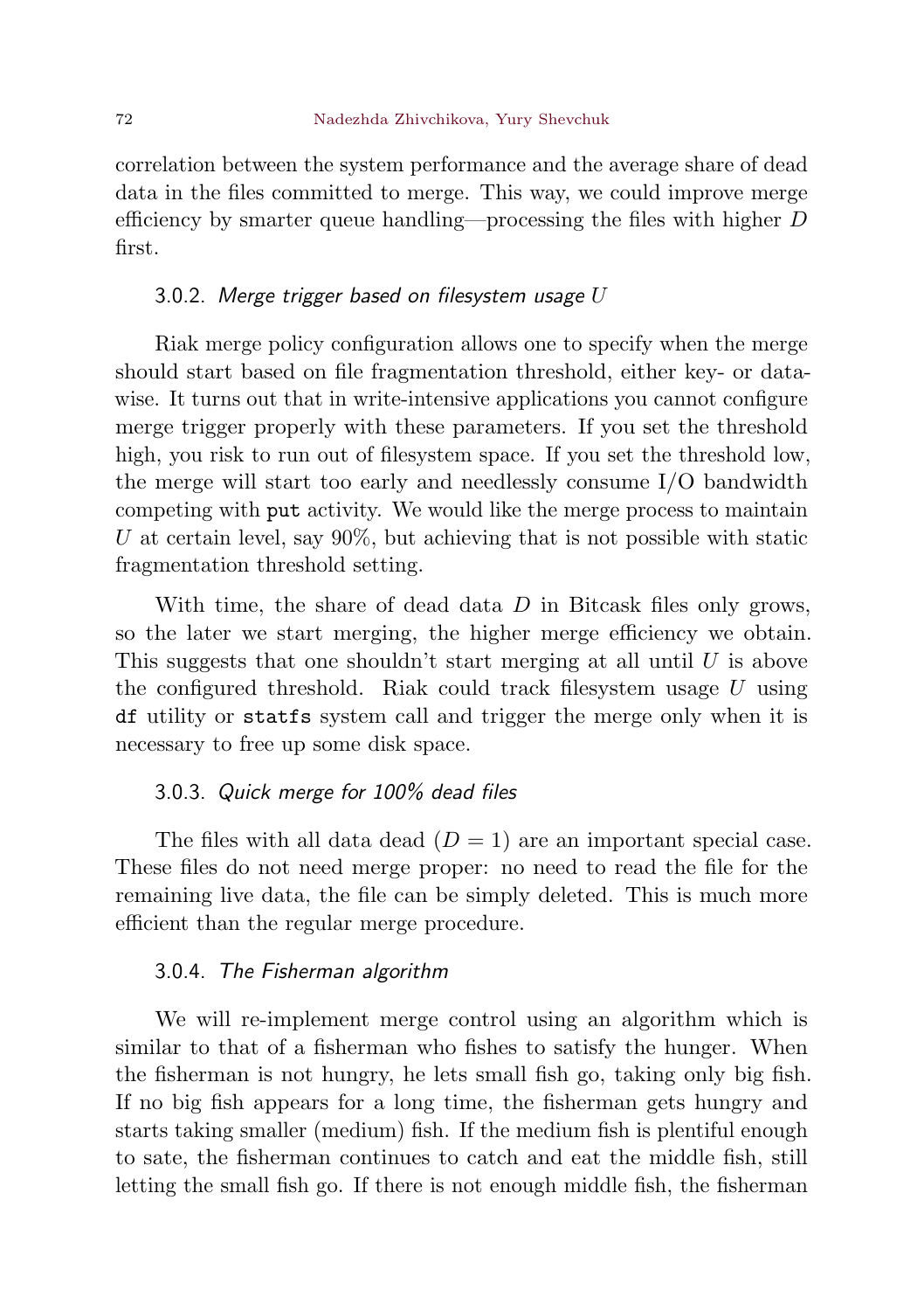correlation between the system performance and the average share of dead data in the files committed to merge. This way, we could improve merge efficiency by smarter queue handling—processing the files with higher $D$ first.

### 3.0.2. *Merge trigger based on filesystem usage $U$*

Riak merge policy configuration allows one to specify when the merge should start based on file fragmentation threshold, either key- or data-wise. It turns out that in write-intensive applications you cannot configure merge trigger properly with these parameters. If you set the threshold high, you risk to run out of filesystem space. If you set the threshold low, the merge will start too early and needlessly consume I/O bandwidth competing with `put` activity. We would like the merge process to maintain $U$ at certain level, say 90%, but achieving that is not possible with static fragmentation threshold setting.

With time, the share of dead data $D$ in Bitcask files only grows, so the later we start merging, the higher merge efficiency we obtain. This suggests that one shouldn't start merging at all until $U$ is above the configured threshold. Riak could track filesystem usage $U$ using `df` utility or `statfs` system call and trigger the merge only when it is necessary to free up some disk space.

### 3.0.3. *Quick merge for 100% dead files*

The files with all data dead ($D = 1$) are an important special case. These files do not need merge proper: no need to read the file for the remaining live data, the file can be simply deleted. This is much more efficient than the regular merge procedure.

### 3.0.4. *The Fisherman algorithm*

We will re-implement merge control using an algorithm which is similar to that of a fisherman who fishes to satisfy the hunger. When the fisherman is not hungry, he lets small fish go, taking only big fish. If no big fish appears for a long time, the fisherman gets hungry and starts taking smaller (medium) fish. If the medium fish is plentiful enough to sate, the fisherman continues to catch and eat the middle fish, still letting the small fish go. If there is not enough middle fish, the fisherman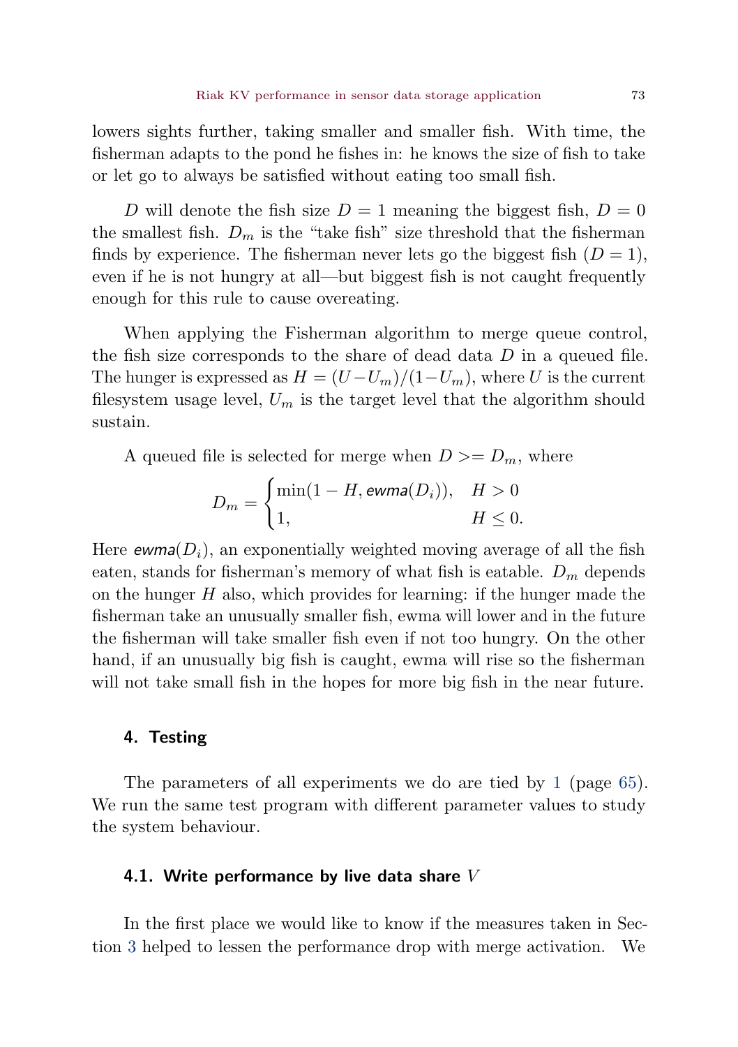lowers sights further, taking smaller and smaller fish. With time, the fisherman adapts to the pond he fishes in: he knows the size of fish to take or let go to always be satisfied without eating too small fish.

$D$ will denote the fish size $D = 1$ meaning the biggest fish, $D = 0$ the smallest fish. $D_m$ is the "take fish" size threshold that the fisherman finds by experience. The fisherman never lets go the biggest fish ($D = 1$), even if he is not hungry at all—but biggest fish is not caught frequently enough for this rule to cause overeating.

When applying the Fisherman algorithm to merge queue control, the fish size corresponds to the share of dead data $D$ in a queued file. The hunger is expressed as $H = (U - U_m)/(1 - U_m)$, where $U$ is the current filesystem usage level, $U_m$ is the target level that the algorithm should sustain.

A queued file is selected for merge when $D >= D_m$, where

$$D_m = \begin{cases} \min(1 - H, \mathit{ewma}(D_i)), & H > 0 \\ 1, & H \leq 0. \end{cases}$$

Here $\mathit{ewma}(D_i)$, an exponentially weighted moving average of all the fish eaten, stands for fisherman's memory of what fish is eatable. $D_m$ depends on the hunger $H$ also, which provides for learning: if the hunger made the fisherman take an unusually smaller fish, ewma will lower and in the future the fisherman will take smaller fish even if not too hungry. On the other hand, if an unusually big fish is caught, ewma will rise so the fisherman will not take small fish in the hopes for more big fish in the near future.

## 4. Testing

The parameters of all experiments we do are tied by 1 (page 65). We run the same test program with different parameter values to study the system behaviour.

### 4.1. Write performance by live data share $V$

In the first place we would like to know if the measures taken in Section 3 helped to lessen the performance drop with merge activation. We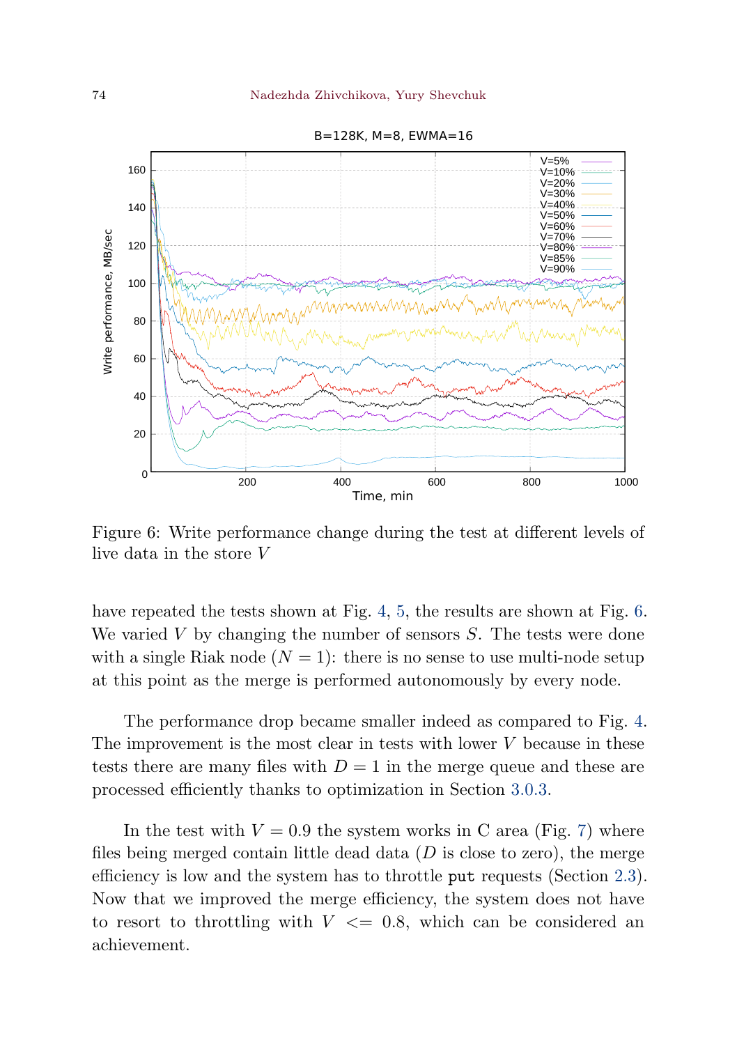Figure 6: Write performance change during the test at different levels of live data in the store $V$

have repeated the tests shown at Fig. 4, 5, the results are shown at Fig. 6. We varied $V$ by changing the number of sensors $S$. The tests were done with a single Riak node ($N = 1$): there is no sense to use multi-node setup at this point as the merge is performed autonomously by every node.

The performance drop became smaller indeed as compared to Fig. 4. The improvement is the most clear in tests with lower $V$ because in these tests there are many files with $D = 1$ in the merge queue and these are processed efficiently thanks to optimization in Section 3.0.3.

In the test with $V = 0.9$ the system works in C area (Fig. 7) where files being merged contain little dead data ($D$ is close to zero), the merge efficiency is low and the system has to throttle `put` requests (Section 2.3). Now that we improved the merge efficiency, the system does not have to resort to throttling with $V <= 0.8$, which can be considered an achievement.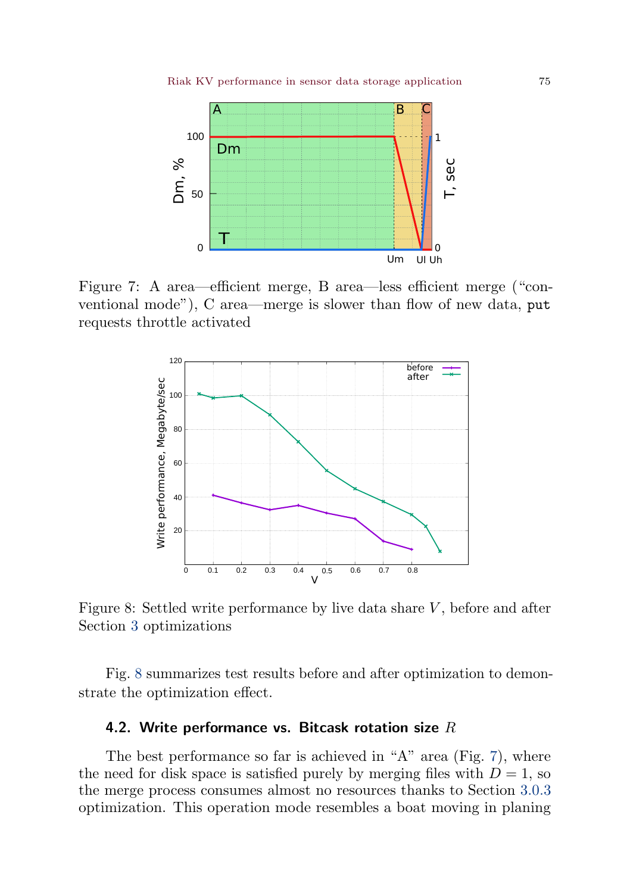Figure 7: A area—efficient merge, B area—less efficient merge ("conventional mode"), C area—merge is slower than flow of new data, `put` requests throttle activated

Figure 8: Settled write performance by live data share $V$, before and after Section 3 optimizations

Fig. 8 summarizes test results before and after optimization to demonstrate the optimization effect.

### 4.2. Write performance vs. Bitcask rotation size $R$

The best performance so far is achieved in "A" area (Fig. 7), where the need for disk space is satisfied purely by merging files with $D = 1$, so the merge process consumes almost no resources thanks to Section 3.0.3 optimization. This operation mode resembles a boat moving in planing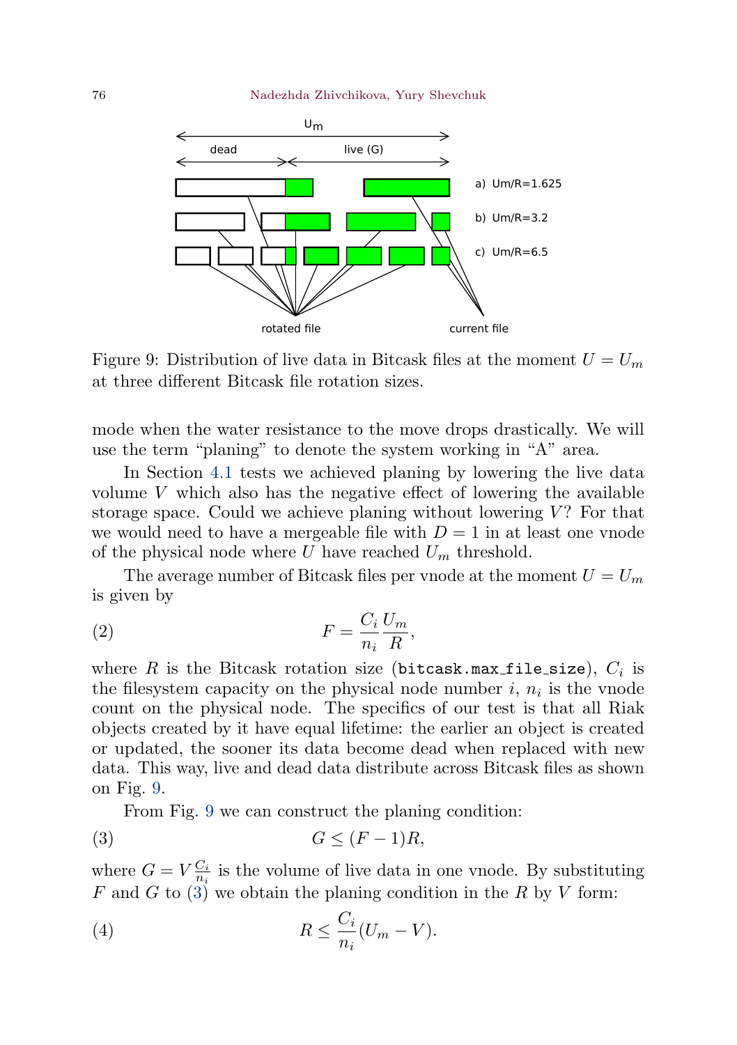Figure 9: Distribution of live data in Bitcask files at the moment $U = U_m$ at three different Bitcask file rotation sizes.

mode when the water resistance to the move drops drastically. We will use the term "planing" to denote the system working in "A" area.

In Section 4.1 tests we achieved planing by lowering the live data volume $V$ which also has the negative effect of lowering the available storage space. Could we achieve planing without lowering $V$? For that we would need to have a mergeable file with $D = 1$ in at least one vnode of the physical node where $U$ have reached $U_m$ threshold.

The average number of Bitcask files per vnode at the moment $U = U_m$ is given by

$$F = \frac{C_i}{n_i} \frac{U_m}{R}, \tag{2}$$

where $R$ is the Bitcask rotation size (`bitcask.max_file_size`), $C_i$ is the filesystem capacity on the physical node number $i$, $n_i$ is the vnode count on the physical node. The specifics of our test is that all Riak objects created by it have equal lifetime: the earlier an object is created or updated, the sooner its data become dead when replaced with new data. This way, live and dead data distribute across Bitcask files as shown on Fig. 9.

From Fig. 9 we can construct the planing condition:

$$G \leq (F - 1)R, \tag{3}$$

where $G = V \frac{C_i}{n_i}$ is the volume of live data in one vnode. By substituting $F$ and $G$ to (3) we obtain the planing condition in the $R$ by $V$ form:

$$R \leq \frac{C_i}{n_i}(U_m - V). \tag{4}$$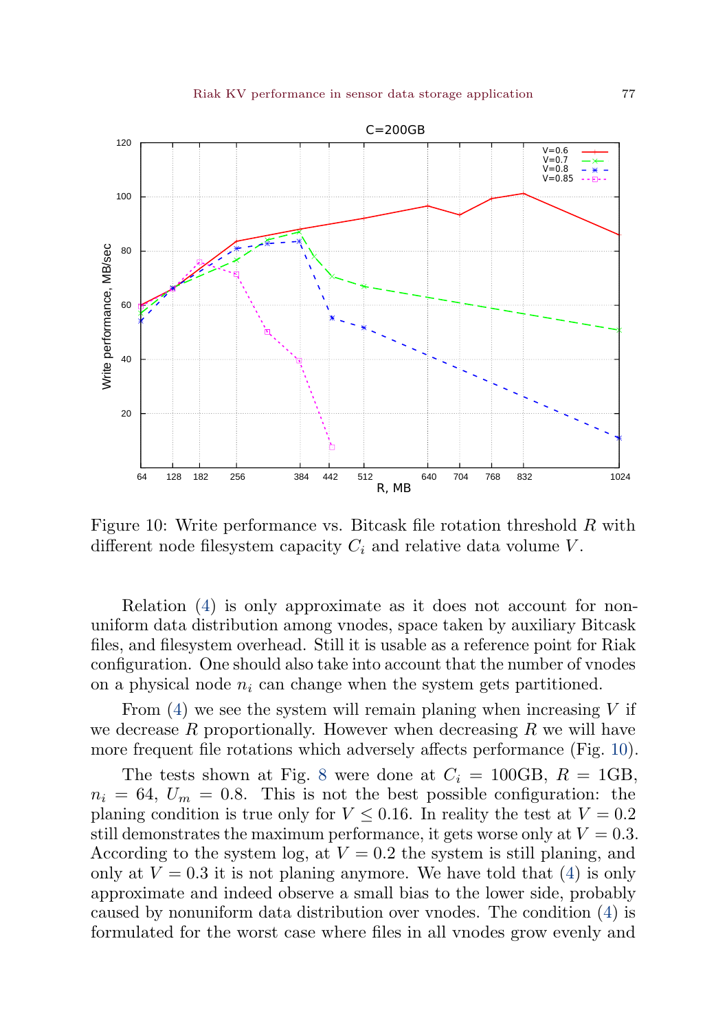Figure 10: Write performance vs. Bitcask file rotation threshold $R$ with different node filesystem capacity $C_i$ and relative data volume $V$.

Relation (4) is only approximate as it does not account for non-uniform data distribution among vnodes, space taken by auxiliary Bitcask files, and filesystem overhead. Still it is usable as a reference point for Riak configuration. One should also take into account that the number of vnodes on a physical node $n_i$ can change when the system gets partitioned.

From (4) we see the system will remain planing when increasing $V$ if we decrease $R$ proportionally. However when decreasing $R$ we will have more frequent file rotations which adversely affects performance (Fig. 10).

The tests shown at Fig. 8 were done at $C_i = 100\text{GB}$, $R = 1\text{GB}$, $n_i = 64$, $U_m = 0.8$. This is not the best possible configuration: the planing condition is true only for $V \leq 0.16$. In reality the test at $V = 0.2$ still demonstrates the maximum performance, it gets worse only at $V = 0.3$. According to the system log, at $V = 0.2$ the system is still planing, and only at $V = 0.3$ it is not planing anymore. We have told that (4) is only approximate and indeed observe a small bias to the lower side, probably caused by nonuniform data distribution over vnodes. The condition (4) is formulated for the worst case where files in all vnodes grow evenly and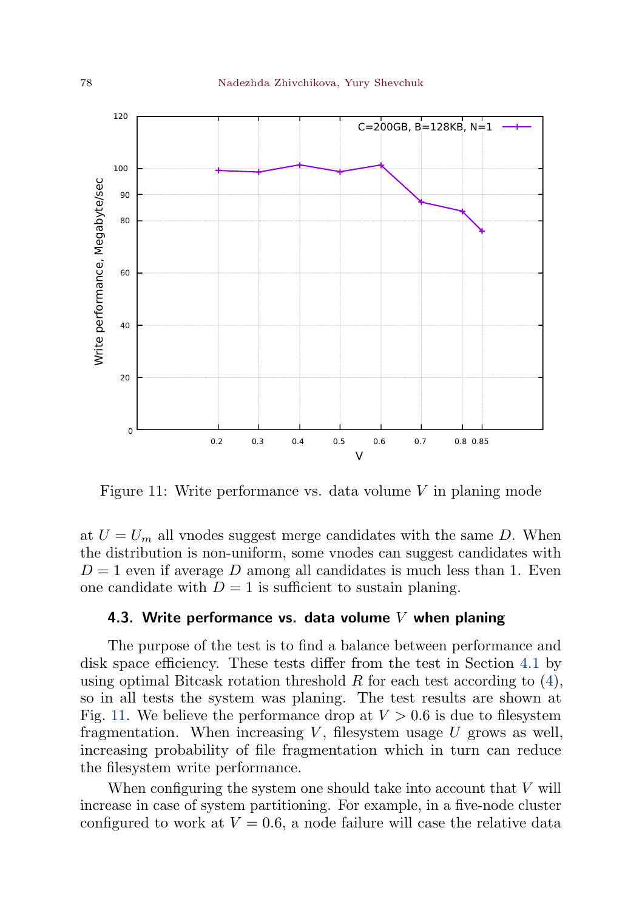Figure 11: Write performance vs. data volume $V$ in planing mode

at $U = U_m$ all vnodes suggest merge candidates with the same $D$. When the distribution is non-uniform, some vnodes can suggest candidates with $D = 1$ even if average $D$ among all candidates is much less than 1. Even one candidate with $D = 1$ is sufficient to sustain planing.

### 4.3. Write performance vs. data volume $V$ when planing

The purpose of the test is to find a balance between performance and disk space efficiency. These tests differ from the test in Section 4.1 by using optimal Bitcask rotation threshold $R$ for each test according to (4), so in all tests the system was planing. The test results are shown at Fig. 11. We believe the performance drop at $V > 0.6$ is due to filesystem fragmentation. When increasing $V$, filesystem usage $U$ grows as well, increasing probability of file fragmentation which in turn can reduce the filesystem write performance.

When configuring the system one should take into account that $V$ will increase in case of system partitioning. For example, in a five-node cluster configured to work at $V = 0.6$, a node failure will case the relative data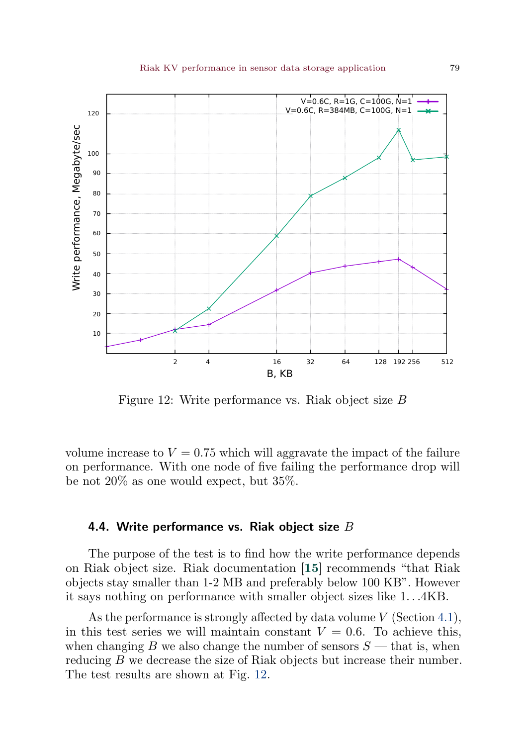Figure 12: Write performance vs. Riak object size $B$

volume increase to $V = 0.75$ which will aggravate the impact of the failure on performance. With one node of five failing the performance drop will be not 20% as one would expect, but 35%.

### 4.4. Write performance vs. Riak object size $B$

The purpose of the test is to find how the write performance depends on Riak object size. Riak documentation [15] recommends "that Riak objects stay smaller than 1-2 MB and preferably below 100 KB". However it says nothing on performance with smaller object sizes like 1…4KB.

As the performance is strongly affected by data volume $V$ (Section 4.1), in this test series we will maintain constant $V = 0.6$. To achieve this, when changing $B$ we also change the number of sensors $S$ — that is, when reducing $B$ we decrease the size of Riak objects but increase their number. The test results are shown at Fig. 12.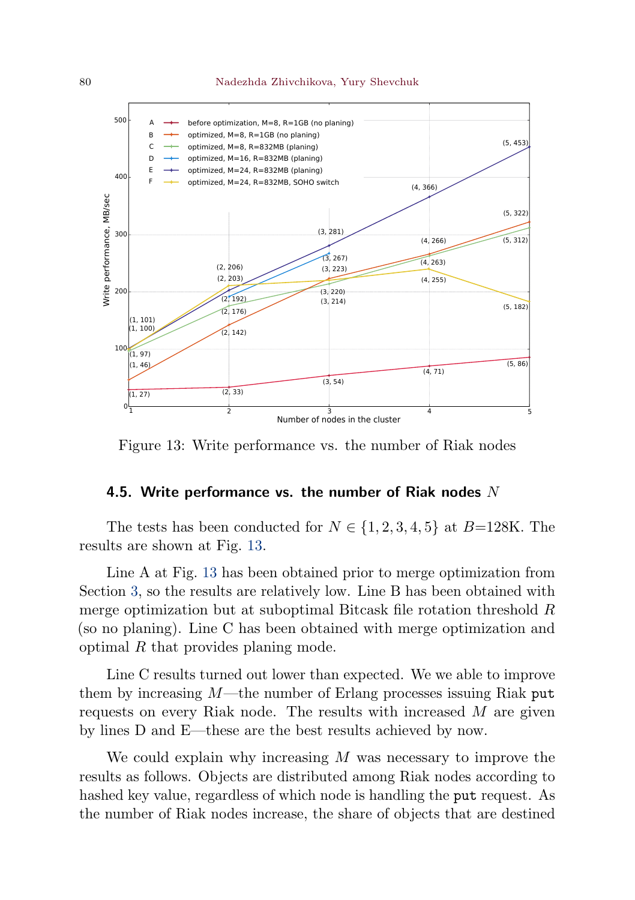Figure 13: Write performance vs. the number of Riak nodes

### 4.5. Write performance vs. the number of Riak nodes $N$

The tests has been conducted for $N \in \{1, 2, 3, 4, 5\}$ at $B$=128K. The results are shown at Fig. 13.

Line A at Fig. 13 has been obtained prior to merge optimization from Section 3, so the results are relatively low. Line B has been obtained with merge optimization but at suboptimal Bitcask file rotation threshold $R$ (so no planing). Line C has been obtained with merge optimization and optimal $R$ that provides planing mode.

Line C results turned out lower than expected. We we able to improve them by increasing $M$—the number of Erlang processes issuing Riak `put` requests on every Riak node. The results with increased $M$ are given by lines D and E—these are the best results achieved by now.

We could explain why increasing $M$ was necessary to improve the results as follows. Objects are distributed among Riak nodes according to hashed key value, regardless of which node is handling the `put` request. As the number of Riak nodes increase, the share of objects that are destined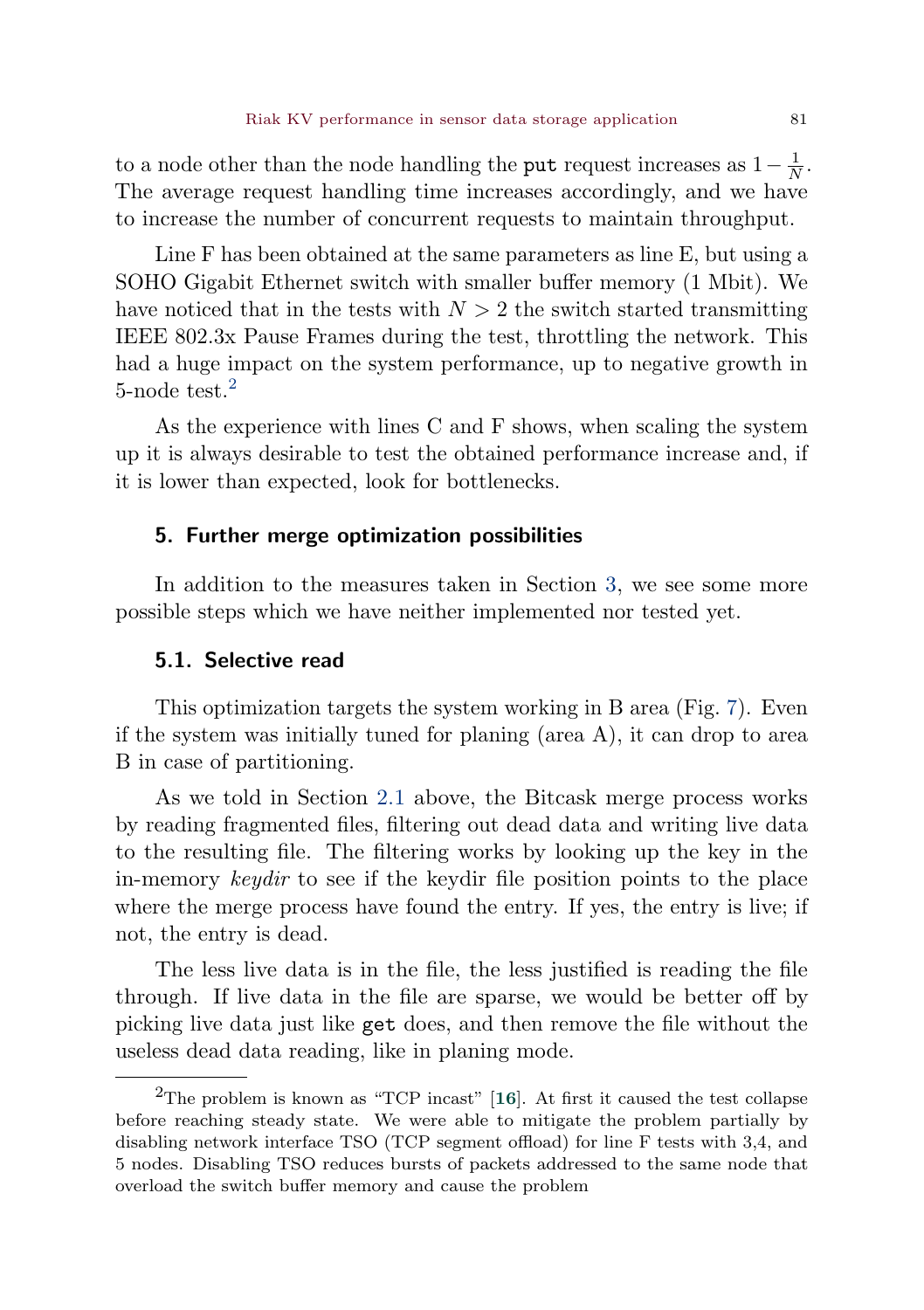to a node other than the node handling the put request increases as $1 - \frac{1}{N}$. The average request handling time increases accordingly, and we have to increase the number of concurrent requests to maintain throughput.

Line F has been obtained at the same parameters as line E, but using a SOHO Gigabit Ethernet switch with smaller buffer memory (1 Mbit). We have noticed that in the tests with $N > 2$ the switch started transmitting IEEE 802.3x Pause Frames during the test, throttling the network. This had a huge impact on the system performance, up to negative growth in 5-node test.[2]

As the experience with lines C and F shows, when scaling the system up it is always desirable to test the obtained performance increase and, if it is lower than expected, look for bottlenecks.

## 5. Further merge optimization possibilities

In addition to the measures taken in Section 3, we see some more possible steps which we have neither implemented nor tested yet.

### 5.1. Selective read

This optimization targets the system working in B area (Fig. 7). Even if the system was initially tuned for planing (area A), it can drop to area B in case of partitioning.

As we told in Section 2.1 above, the Bitcask merge process works by reading fragmented files, filtering out dead data and writing live data to the resulting file. The filtering works by looking up the key in the in-memory *keydir* to see if the keydir file position points to the place where the merge process have found the entry. If yes, the entry is live; if not, the entry is dead.

The less live data is in the file, the less justified is reading the file through. If live data in the file are sparse, we would be better off by picking live data just like get does, and then remove the file without the useless dead data reading, like in planing mode.

---

[2] The problem is known as "TCP incast" [16]. At first it caused the test collapse before reaching steady state. We were able to mitigate the problem partially by disabling network interface TSO (TCP segment offload) for line F tests with 3,4, and 5 nodes. Disabling TSO reduces bursts of packets addressed to the same node that overload the switch buffer memory and cause the problem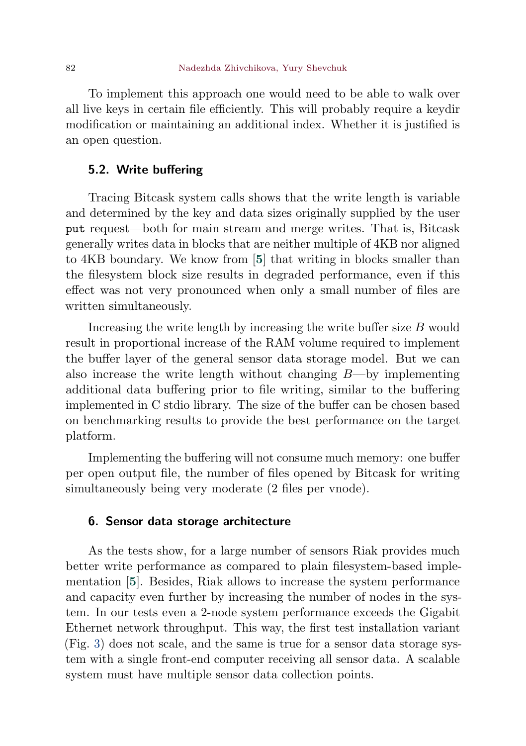To implement this approach one would need to be able to walk over all live keys in certain file efficiently. This will probably require a keydir modification or maintaining an additional index. Whether it is justified is an open question.

### 5.2. Write buffering

Tracing Bitcask system calls shows that the write length is variable and determined by the key and data sizes originally supplied by the user `put` request—both for main stream and merge writes. That is, Bitcask generally writes data in blocks that are neither multiple of 4KB nor aligned to 4KB boundary. We know from [**5**] that writing in blocks smaller than the filesystem block size results in degraded performance, even if this effect was not very pronounced when only a small number of files are written simultaneously.

Increasing the write length by increasing the write buffer size $B$ would result in proportional increase of the RAM volume required to implement the buffer layer of the general sensor data storage model. But we can also increase the write length without changing $B$—by implementing additional data buffering prior to file writing, similar to the buffering implemented in C stdio library. The size of the buffer can be chosen based on benchmarking results to provide the best performance on the target platform.

Implementing the buffering will not consume much memory: one buffer per open output file, the number of files opened by Bitcask for writing simultaneously being very moderate (2 files per vnode).

## 6. Sensor data storage architecture

As the tests show, for a large number of sensors Riak provides much better write performance as compared to plain filesystem-based implementation [**5**]. Besides, Riak allows to increase the system performance and capacity even further by increasing the number of nodes in the system. In our tests even a 2-node system performance exceeds the Gigabit Ethernet network throughput. This way, the first test installation variant (Fig. 3) does not scale, and the same is true for a sensor data storage system with a single front-end computer receiving all sensor data. A scalable system must have multiple sensor data collection points.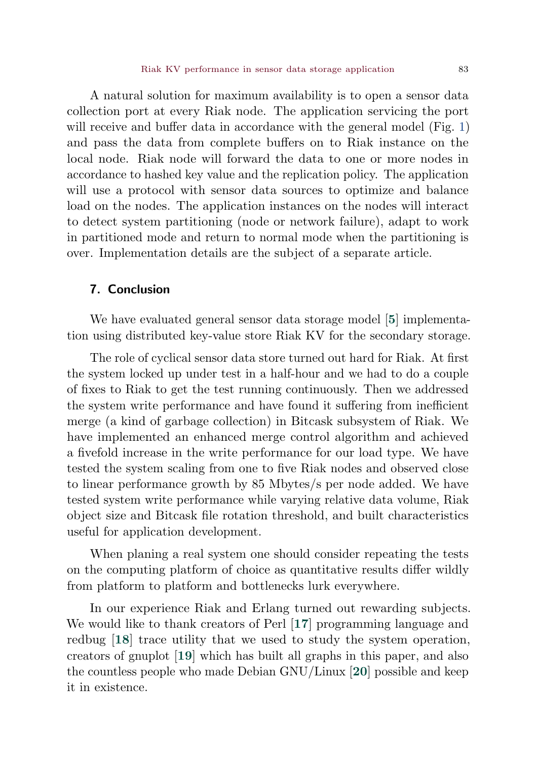A natural solution for maximum availability is to open a sensor data collection port at every Riak node. The application servicing the port will receive and buffer data in accordance with the general model (Fig. 1) and pass the data from complete buffers on to Riak instance on the local node. Riak node will forward the data to one or more nodes in accordance to hashed key value and the replication policy. The application will use a protocol with sensor data sources to optimize and balance load on the nodes. The application instances on the nodes will interact to detect system partitioning (node or network failure), adapt to work in partitioned mode and return to normal mode when the partitioning is over. Implementation details are the subject of a separate article.

## 7. Conclusion

We have evaluated general sensor data storage model [**5**] implementation using distributed key-value store Riak KV for the secondary storage.

The role of cyclical sensor data store turned out hard for Riak. At first the system locked up under test in a half-hour and we had to do a couple of fixes to Riak to get the test running continuously. Then we addressed the system write performance and have found it suffering from inefficient merge (a kind of garbage collection) in Bitcask subsystem of Riak. We have implemented an enhanced merge control algorithm and achieved a fivefold increase in the write performance for our load type. We have tested the system scaling from one to five Riak nodes and observed close to linear performance growth by 85 Mbytes/s per node added. We have tested system write performance while varying relative data volume, Riak object size and Bitcask file rotation threshold, and built characteristics useful for application development.

When planing a real system one should consider repeating the tests on the computing platform of choice as quantitative results differ wildly from platform to platform and bottlenecks lurk everywhere.

In our experience Riak and Erlang turned out rewarding subjects. We would like to thank creators of Perl [**17**] programming language and redbug [**18**] trace utility that we used to study the system operation, creators of gnuplot [**19**] which has built all graphs in this paper, and also the countless people who made Debian GNU/Linux [**20**] possible and keep it in existence.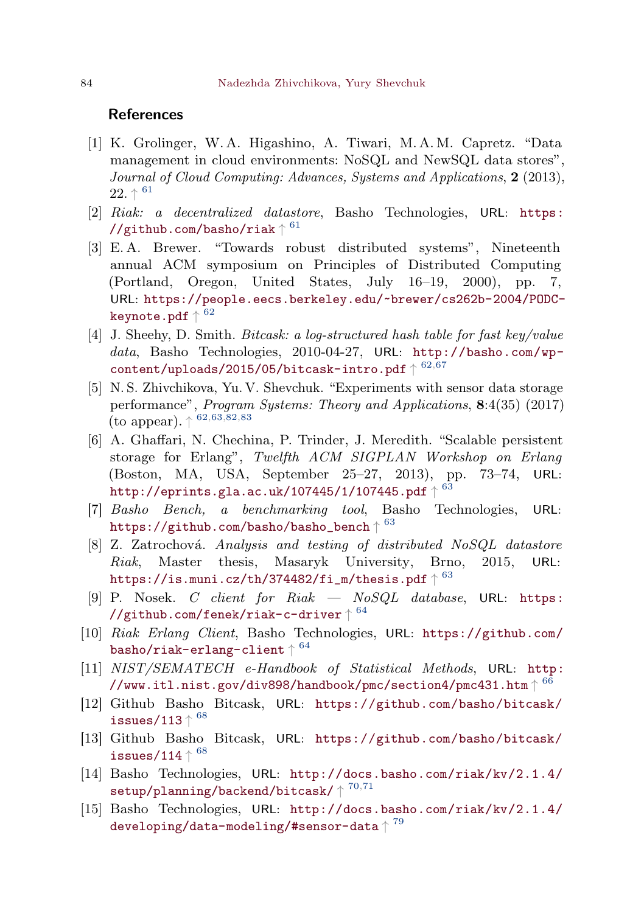## References

[1] K. Grolinger, W. A. Higashino, A. Tiwari, M. A. M. Capretz. “Data management in cloud environments: NoSQL and NewSQL data stores”, *Journal of Cloud Computing: Advances, Systems and Applications*, **2** (2013), 22. ↑ 61

[2] *Riak: a decentralized datastore*, Basho Technologies, URL: https://github.com/basho/riak ↑ 61

[3] E. A. Brewer. “Towards robust distributed systems”, Nineteenth annual ACM symposium on Principles of Distributed Computing (Portland, Oregon, United States, July 16–19, 2000), pp. 7, URL: https://people.eecs.berkeley.edu/~brewer/cs262b-2004/PODC-keynote.pdf ↑ 62

[4] J. Sheehy, D. Smith. *Bitcask: a log-structured hash table for fast key/value data*, Basho Technologies, 2010-04-27, URL: http://basho.com/wp-content/uploads/2015/05/bitcask-intro.pdf ↑ 62,67

[5] N. S. Zhivchikova, Yu. V. Shevchuk. “Experiments with sensor data storage performance”, *Program Systems: Theory and Applications*, **8**:4(35) (2017) (to appear). ↑ 62,63,82,83

[6] A. Ghaffari, N. Chechina, P. Trinder, J. Meredith. “Scalable persistent storage for Erlang”, *Twelfth ACM SIGPLAN Workshop on Erlang* (Boston, MA, USA, September 25–27, 2013), pp. 73–74, URL: http://eprints.gla.ac.uk/107445/1/107445.pdf ↑ 63

[7] *Basho Bench, a benchmarking tool*, Basho Technologies, URL: https://github.com/basho/basho_bench ↑ 63

[8] Z. Zatrochová. *Analysis and testing of distributed NoSQL datastore Riak*, Master thesis, Masaryk University, Brno, 2015, URL: https://is.muni.cz/th/374482/fi_m/thesis.pdf ↑ 63

[9] P. Nosek. *C client for Riak — NoSQL database*, URL: https://github.com/fenek/riak-c-driver ↑ 64

[10] *Riak Erlang Client*, Basho Technologies, URL: https://github.com/basho/riak-erlang-client ↑ 64

[11] *NIST/SEMATECH e-Handbook of Statistical Methods*, URL: http://www.itl.nist.gov/div898/handbook/pmc/section4/pmc431.htm ↑ 66

[12] Github Basho Bitcask, URL: https://github.com/basho/bitcask/issues/113 ↑ 68

[13] Github Basho Bitcask, URL: https://github.com/basho/bitcask/issues/114 ↑ 68

[14] Basho Technologies, URL: http://docs.basho.com/riak/kv/2.1.4/setup/planning/backend/bitcask/ ↑ 70,71

[15] Basho Technologies, URL: http://docs.basho.com/riak/kv/2.1.4/developing/data-modeling/#sensor-data ↑ 79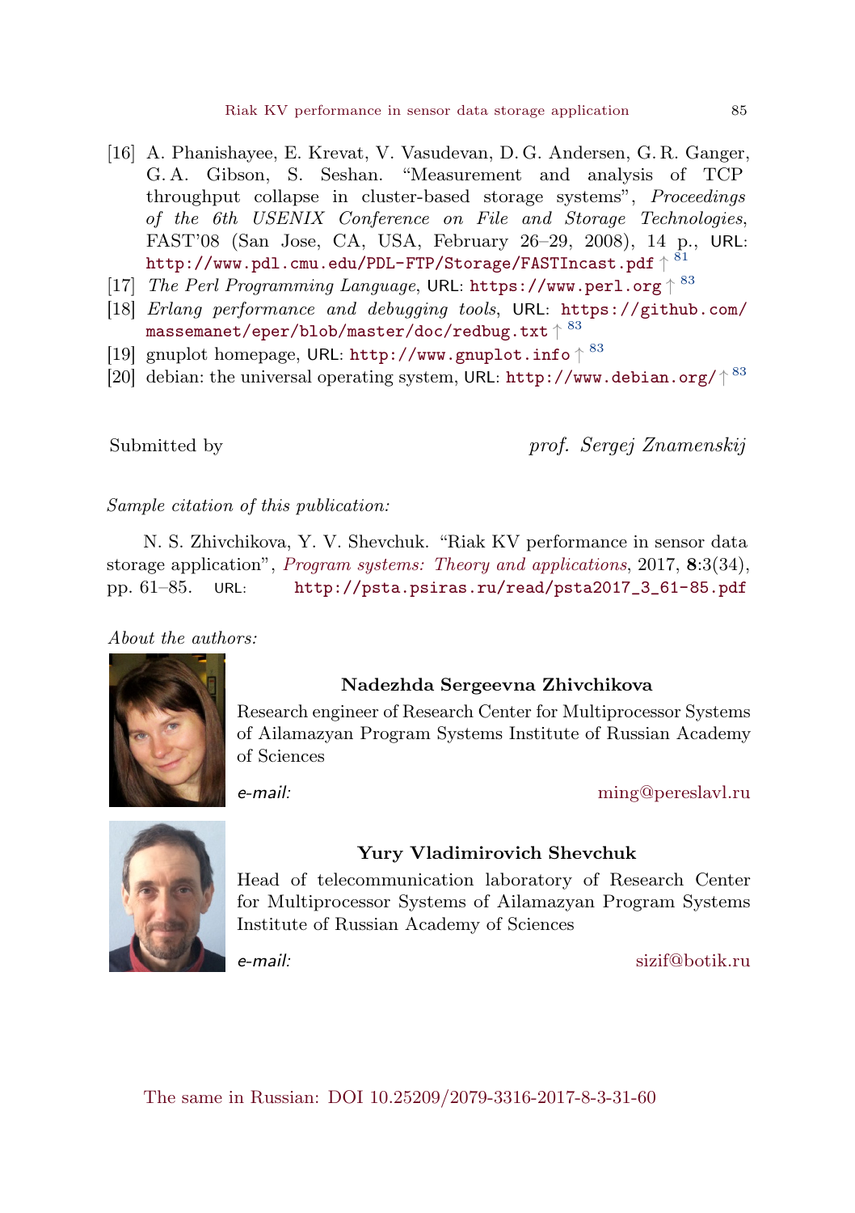[16] A. Phanishayee, E. Krevat, V. Vasudevan, D. G. Andersen, G. R. Ganger, G. A. Gibson, S. Seshan. "Measurement and analysis of TCP throughput collapse in cluster-based storage systems", *Proceedings of the 6th USENIX Conference on File and Storage Technologies*, FAST'08 (San Jose, CA, USA, February 26–29, 2008), 14 p., URL: http://www.pdl.cmu.edu/PDL-FTP/Storage/FASTIncast.pdf ↑ 81

[17] *The Perl Programming Language*, URL: https://www.perl.org ↑ 83

[18] *Erlang performance and debugging tools*, URL: https://github.com/massemanet/eper/blob/master/doc/redbug.txt ↑ 83

[19] gnuplot homepage, URL: http://www.gnuplot.info ↑ 83

[20] debian: the universal operating system, URL: http://www.debian.org/ ↑ 83

Submitted by *prof. Sergej Znamenskij*

*Sample citation of this publication:*

N. S. Zhivchikova, Y. V. Shevchuk. "Riak KV performance in sensor data storage application", *Program systems: Theory and applications*, 2017, **8**:3(34), pp. 61–85. URL: http://psta.psiras.ru/read/psta2017_3_61-85.pdf

*About the authors:*

**Nadezhda Sergeevna Zhivchikova**

Research engineer of Research Center for Multiprocessor Systems of Ailamazyan Program Systems Institute of Russian Academy of Sciences

*e-mail:* ming@pereslavl.ru

**Yury Vladimirovich Shevchuk**

Head of telecommunication laboratory of Research Center for Multiprocessor Systems of Ailamazyan Program Systems Institute of Russian Academy of Sciences

*e-mail:* sizif@botik.ru

The same in Russian: DOI 10.25209/2079-3316-2017-8-3-31-60